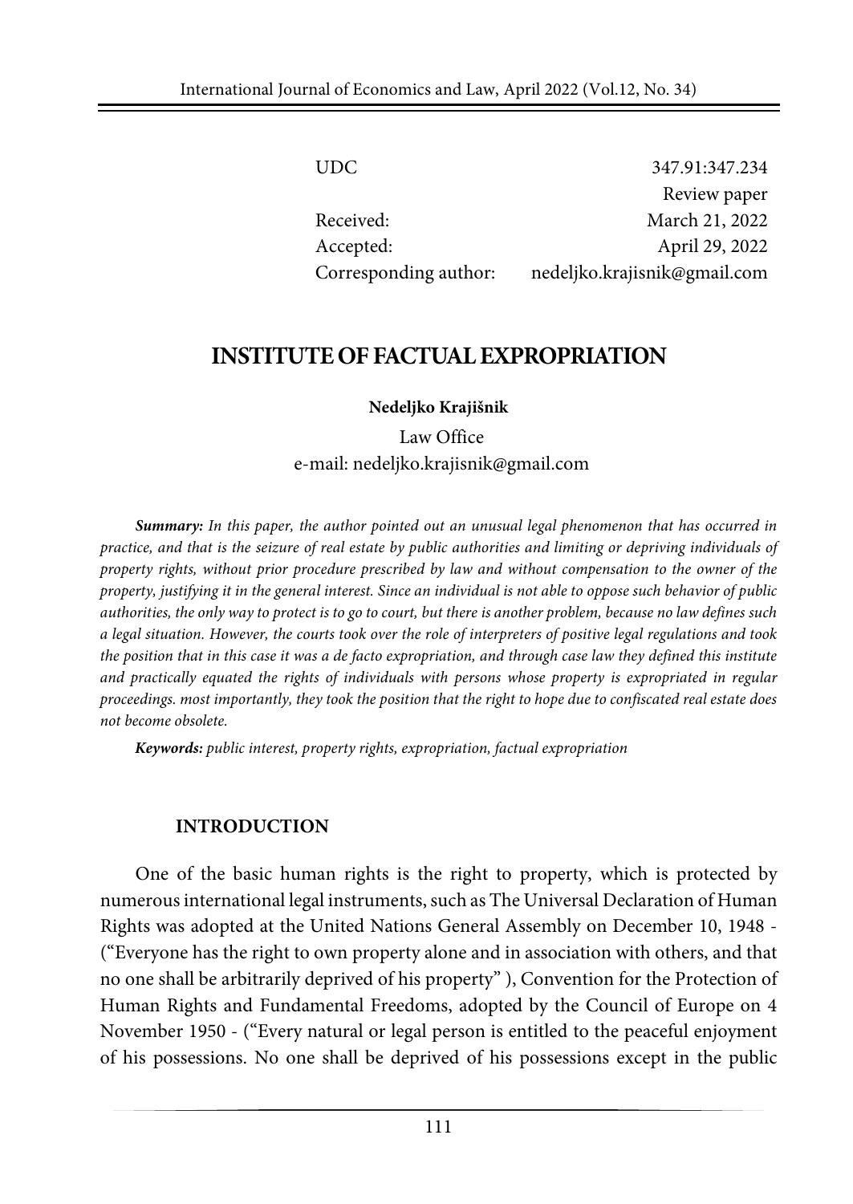| | |
|---|---|
| UDC | 347.91:347.234 |
| | Review paper |
| Received: | March 21, 2022 |
| Accepted: | April 29, 2022 |
| Corresponding author: | nedeljko.krajisnik@gmail.com |

# INSTITUTE OF FACTUAL EXPROPRIATION

**Nedeljko Krajišnik**

Law Office

e-mail: nedeljko.krajisnik@gmail.com

***Summary:*** *In this paper, the author pointed out an unusual legal phenomenon that has occurred in practice, and that is the seizure of real estate by public authorities and limiting or depriving individuals of property rights, without prior procedure prescribed by law and without compensation to the owner of the property, justifying it in the general interest. Since an individual is not able to oppose such behavior of public authorities, the only way to protect is to go to court, but there is another problem, because no law defines such a legal situation. However, the courts took over the role of interpreters of positive legal regulations and took the position that in this case it was a de facto expropriation, and through case law they defined this institute and practically equated the rights of individuals with persons whose property is expropriated in regular proceedings. most importantly, they took the position that the right to hope due to confiscated real estate does not become obsolete.*

***Keywords:*** *public interest, property rights, expropriation, factual expropriation*

## INTRODUCTION

One of the basic human rights is the right to property, which is protected by numerous international legal instruments, such as The Universal Declaration of Human Rights was adopted at the United Nations General Assembly on December 10, 1948 - ("Everyone has the right to own property alone and in association with others, and that no one shall be arbitrarily deprived of his property" ), Convention for the Protection of Human Rights and Fundamental Freedoms, adopted by the Council of Europe on 4 November 1950 - ("Every natural or legal person is entitled to the peaceful enjoyment of his possessions. No one shall be deprived of his possessions except in the public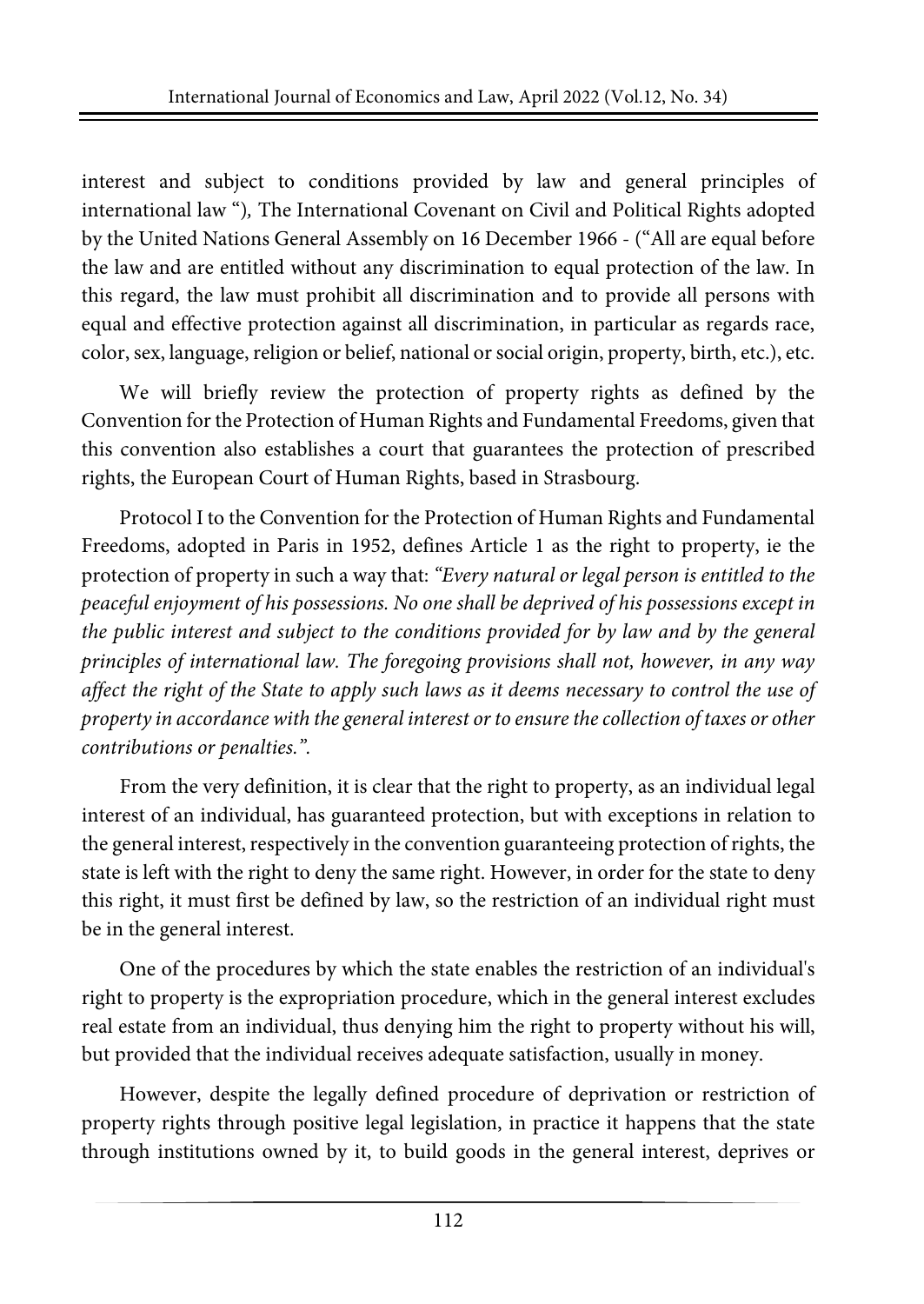interest and subject to conditions provided by law and general principles of international law "), The International Covenant on Civil and Political Rights adopted by the United Nations General Assembly on 16 December 1966 - ("All are equal before the law and are entitled without any discrimination to equal protection of the law. In this regard, the law must prohibit all discrimination and to provide all persons with equal and effective protection against all discrimination, in particular as regards race, color, sex, language, religion or belief, national or social origin, property, birth, etc.), etc.

We will briefly review the protection of property rights as defined by the Convention for the Protection of Human Rights and Fundamental Freedoms, given that this convention also establishes a court that guarantees the protection of prescribed rights, the European Court of Human Rights, based in Strasbourg.

Protocol I to the Convention for the Protection of Human Rights and Fundamental Freedoms, adopted in Paris in 1952, defines Article 1 as the right to property, ie the protection of property in such a way that: *"Every natural or legal person is entitled to the peaceful enjoyment of his possessions. No one shall be deprived of his possessions except in the public interest and subject to the conditions provided for by law and by the general principles of international law. The foregoing provisions shall not, however, in any way affect the right of the State to apply such laws as it deems necessary to control the use of property in accordance with the general interest or to ensure the collection of taxes or other contributions or penalties.".*

From the very definition, it is clear that the right to property, as an individual legal interest of an individual, has guaranteed protection, but with exceptions in relation to the general interest, respectively in the convention guaranteeing protection of rights, the state is left with the right to deny the same right. However, in order for the state to deny this right, it must first be defined by law, so the restriction of an individual right must be in the general interest.

One of the procedures by which the state enables the restriction of an individual's right to property is the expropriation procedure, which in the general interest excludes real estate from an individual, thus denying him the right to property without his will, but provided that the individual receives adequate satisfaction, usually in money.

However, despite the legally defined procedure of deprivation or restriction of property rights through positive legal legislation, in practice it happens that the state through institutions owned by it, to build goods in the general interest, deprives or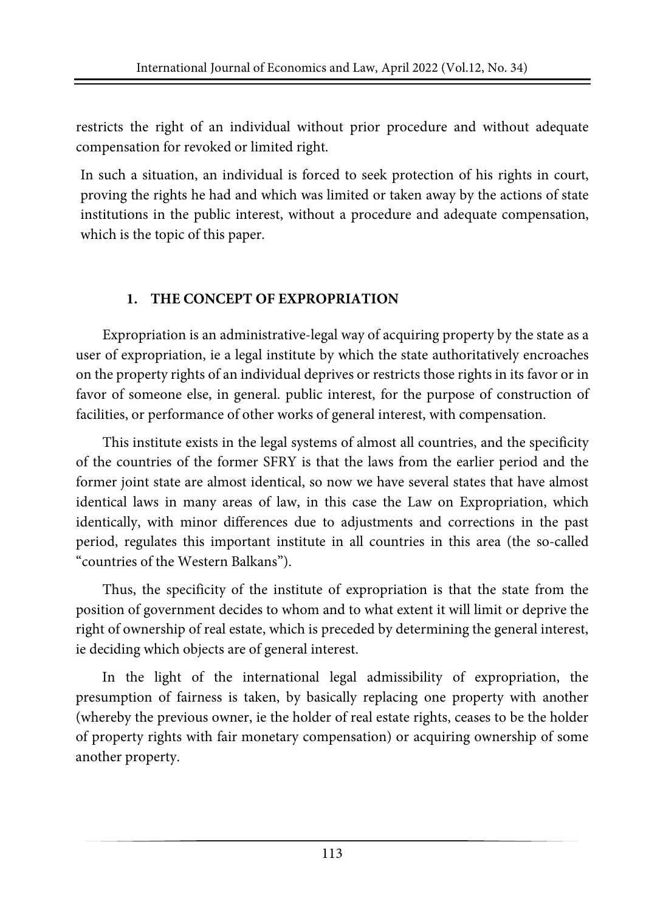restricts the right of an individual without prior procedure and without adequate compensation for revoked or limited right.

In such a situation, an individual is forced to seek protection of his rights in court, proving the rights he had and which was limited or taken away by the actions of state institutions in the public interest, without a procedure and adequate compensation, which is the topic of this paper.

## 1. THE CONCEPT OF EXPROPRIATION

Expropriation is an administrative-legal way of acquiring property by the state as a user of expropriation, ie a legal institute by which the state authoritatively encroaches on the property rights of an individual deprives or restricts those rights in its favor or in favor of someone else, in general. public interest, for the purpose of construction of facilities, or performance of other works of general interest, with compensation.

This institute exists in the legal systems of almost all countries, and the specificity of the countries of the former SFRY is that the laws from the earlier period and the former joint state are almost identical, so now we have several states that have almost identical laws in many areas of law, in this case the Law on Expropriation, which identically, with minor differences due to adjustments and corrections in the past period, regulates this important institute in all countries in this area (the so-called "countries of the Western Balkans").

Thus, the specificity of the institute of expropriation is that the state from the position of government decides to whom and to what extent it will limit or deprive the right of ownership of real estate, which is preceded by determining the general interest, ie deciding which objects are of general interest.

In the light of the international legal admissibility of expropriation, the presumption of fairness is taken, by basically replacing one property with another (whereby the previous owner, ie the holder of real estate rights, ceases to be the holder of property rights with fair monetary compensation) or acquiring ownership of some another property.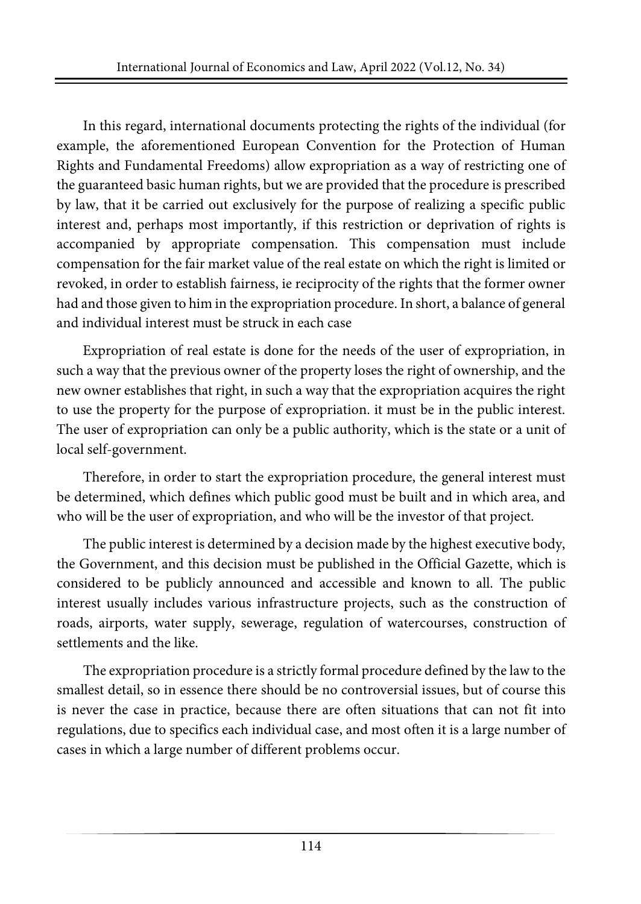In this regard, international documents protecting the rights of the individual (for example, the aforementioned European Convention for the Protection of Human Rights and Fundamental Freedoms) allow expropriation as a way of restricting one of the guaranteed basic human rights, but we are provided that the procedure is prescribed by law, that it be carried out exclusively for the purpose of realizing a specific public interest and, perhaps most importantly, if this restriction or deprivation of rights is accompanied by appropriate compensation. This compensation must include compensation for the fair market value of the real estate on which the right is limited or revoked, in order to establish fairness, ie reciprocity of the rights that the former owner had and those given to him in the expropriation procedure. In short, a balance of general and individual interest must be struck in each case

Expropriation of real estate is done for the needs of the user of expropriation, in such a way that the previous owner of the property loses the right of ownership, and the new owner establishes that right, in such a way that the expropriation acquires the right to use the property for the purpose of expropriation. it must be in the public interest. The user of expropriation can only be a public authority, which is the state or a unit of local self-government.

Therefore, in order to start the expropriation procedure, the general interest must be determined, which defines which public good must be built and in which area, and who will be the user of expropriation, and who will be the investor of that project.

The public interest is determined by a decision made by the highest executive body, the Government, and this decision must be published in the Official Gazette, which is considered to be publicly announced and accessible and known to all. The public interest usually includes various infrastructure projects, such as the construction of roads, airports, water supply, sewerage, regulation of watercourses, construction of settlements and the like.

The expropriation procedure is a strictly formal procedure defined by the law to the smallest detail, so in essence there should be no controversial issues, but of course this is never the case in practice, because there are often situations that can not fit into regulations, due to specifics each individual case, and most often it is a large number of cases in which a large number of different problems occur.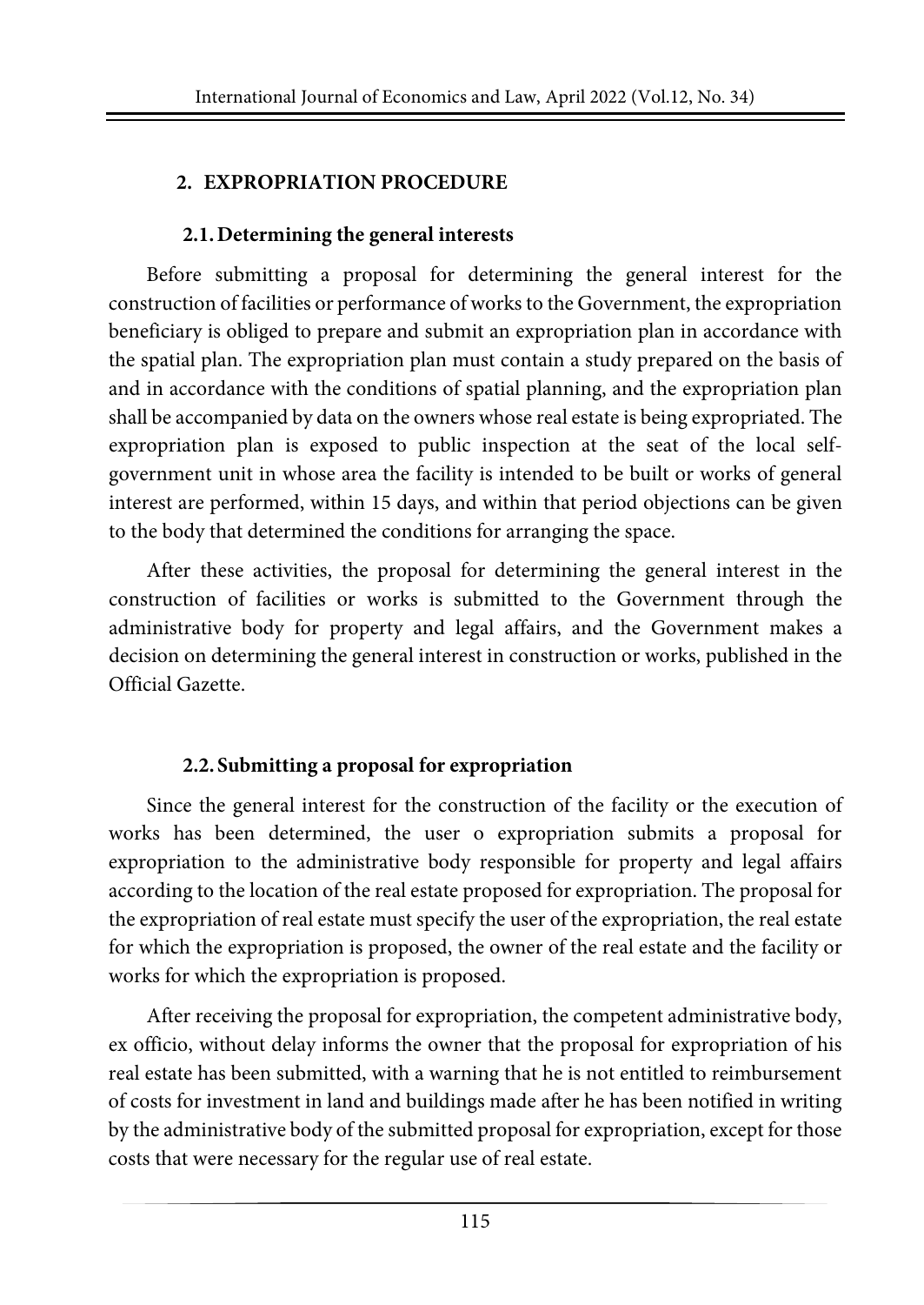## 2. EXPROPRIATION PROCEDURE

### 2.1. Determining the general interests

Before submitting a proposal for determining the general interest for the construction of facilities or performance of works to the Government, the expropriation beneficiary is obliged to prepare and submit an expropriation plan in accordance with the spatial plan. The expropriation plan must contain a study prepared on the basis of and in accordance with the conditions of spatial planning, and the expropriation plan shall be accompanied by data on the owners whose real estate is being expropriated. The expropriation plan is exposed to public inspection at the seat of the local self-government unit in whose area the facility is intended to be built or works of general interest are performed, within 15 days, and within that period objections can be given to the body that determined the conditions for arranging the space.

After these activities, the proposal for determining the general interest in the construction of facilities or works is submitted to the Government through the administrative body for property and legal affairs, and the Government makes a decision on determining the general interest in construction or works, published in the Official Gazette.

### 2.2. Submitting a proposal for expropriation

Since the general interest for the construction of the facility or the execution of works has been determined, the user o expropriation submits a proposal for expropriation to the administrative body responsible for property and legal affairs according to the location of the real estate proposed for expropriation. The proposal for the expropriation of real estate must specify the user of the expropriation, the real estate for which the expropriation is proposed, the owner of the real estate and the facility or works for which the expropriation is proposed.

After receiving the proposal for expropriation, the competent administrative body, ex officio, without delay informs the owner that the proposal for expropriation of his real estate has been submitted, with a warning that he is not entitled to reimbursement of costs for investment in land and buildings made after he has been notified in writing by the administrative body of the submitted proposal for expropriation, except for those costs that were necessary for the regular use of real estate.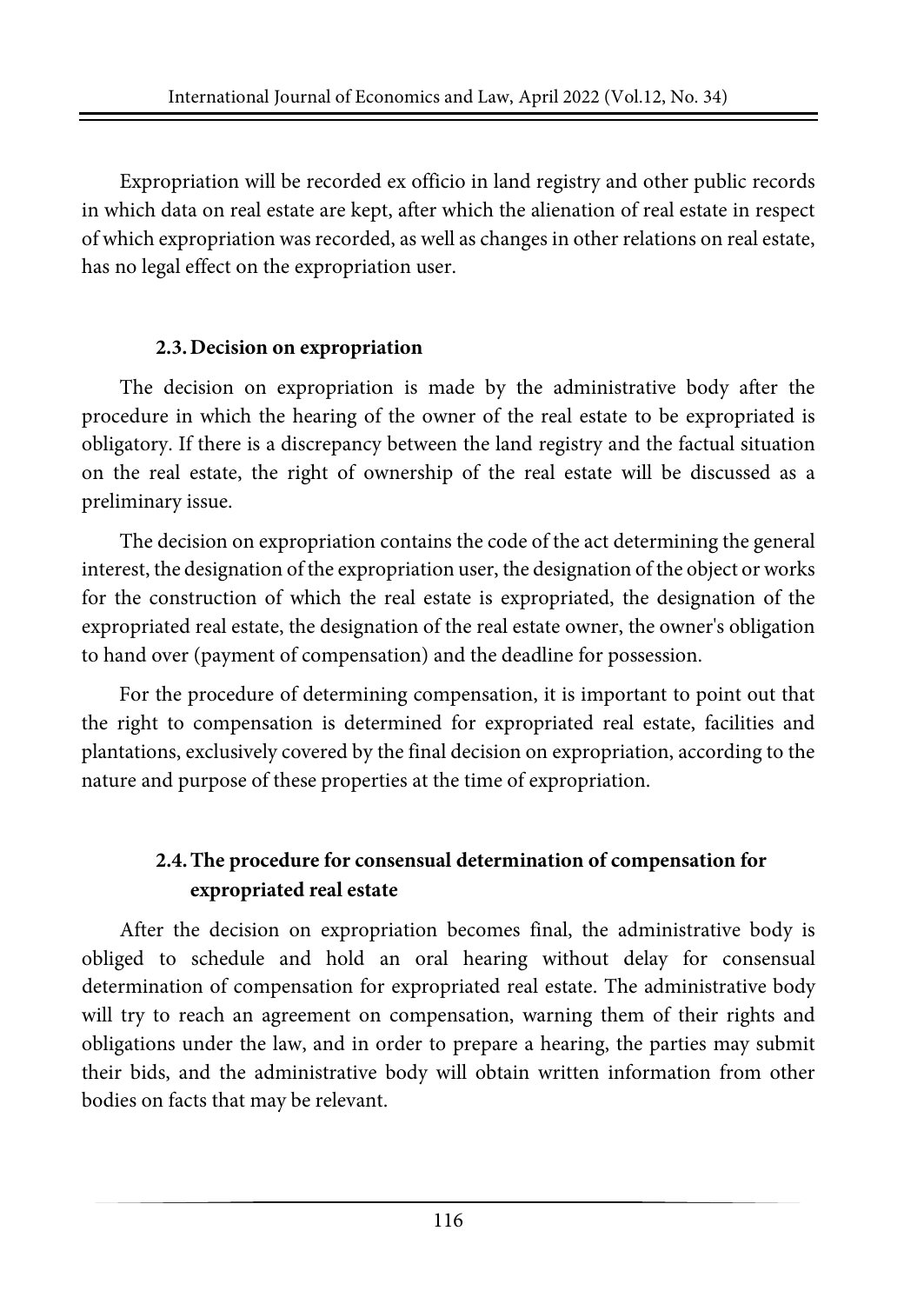Expropriation will be recorded ex officio in land registry and other public records in which data on real estate are kept, after which the alienation of real estate in respect of which expropriation was recorded, as well as changes in other relations on real estate, has no legal effect on the expropriation user.

### 2.3. Decision on expropriation

The decision on expropriation is made by the administrative body after the procedure in which the hearing of the owner of the real estate to be expropriated is obligatory. If there is a discrepancy between the land registry and the factual situation on the real estate, the right of ownership of the real estate will be discussed as a preliminary issue.

The decision on expropriation contains the code of the act determining the general interest, the designation of the expropriation user, the designation of the object or works for the construction of which the real estate is expropriated, the designation of the expropriated real estate, the designation of the real estate owner, the owner's obligation to hand over (payment of compensation) and the deadline for possession.

For the procedure of determining compensation, it is important to point out that the right to compensation is determined for expropriated real estate, facilities and plantations, exclusively covered by the final decision on expropriation, according to the nature and purpose of these properties at the time of expropriation.

### 2.4. The procedure for consensual determination of compensation for expropriated real estate

After the decision on expropriation becomes final, the administrative body is obliged to schedule and hold an oral hearing without delay for consensual determination of compensation for expropriated real estate. The administrative body will try to reach an agreement on compensation, warning them of their rights and obligations under the law, and in order to prepare a hearing, the parties may submit their bids, and the administrative body will obtain written information from other bodies on facts that may be relevant.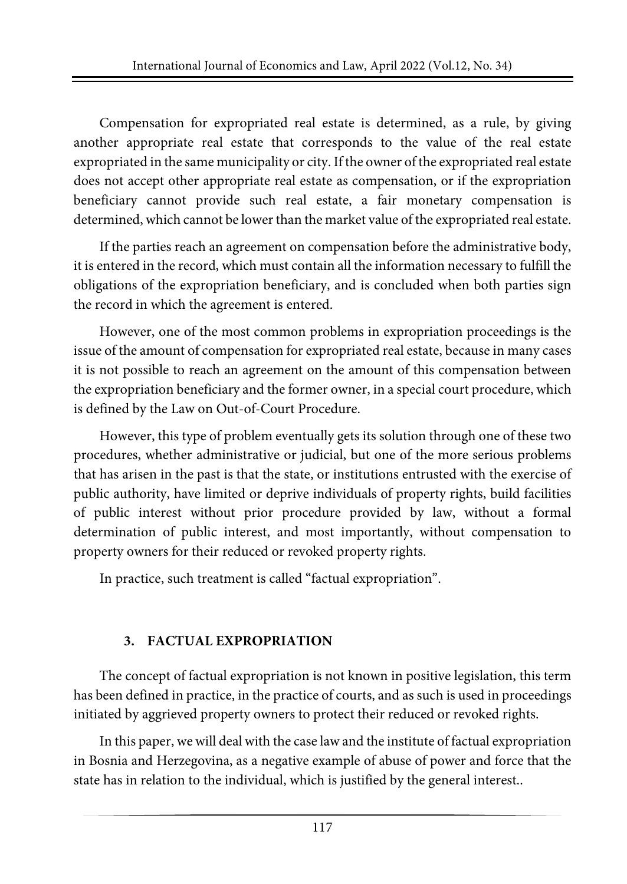Compensation for expropriated real estate is determined, as a rule, by giving another appropriate real estate that corresponds to the value of the real estate expropriated in the same municipality or city. If the owner of the expropriated real estate does not accept other appropriate real estate as compensation, or if the expropriation beneficiary cannot provide such real estate, a fair monetary compensation is determined, which cannot be lower than the market value of the expropriated real estate.

If the parties reach an agreement on compensation before the administrative body, it is entered in the record, which must contain all the information necessary to fulfill the obligations of the expropriation beneficiary, and is concluded when both parties sign the record in which the agreement is entered.

However, one of the most common problems in expropriation proceedings is the issue of the amount of compensation for expropriated real estate, because in many cases it is not possible to reach an agreement on the amount of this compensation between the expropriation beneficiary and the former owner, in a special court procedure, which is defined by the Law on Out-of-Court Procedure.

However, this type of problem eventually gets its solution through one of these two procedures, whether administrative or judicial, but one of the more serious problems that has arisen in the past is that the state, or institutions entrusted with the exercise of public authority, have limited or deprive individuals of property rights, build facilities of public interest without prior procedure provided by law, without a formal determination of public interest, and most importantly, without compensation to property owners for their reduced or revoked property rights.

In practice, such treatment is called "factual expropriation".

## 3. FACTUAL EXPROPRIATION

The concept of factual expropriation is not known in positive legislation, this term has been defined in practice, in the practice of courts, and as such is used in proceedings initiated by aggrieved property owners to protect their reduced or revoked rights.

In this paper, we will deal with the case law and the institute of factual expropriation in Bosnia and Herzegovina, as a negative example of abuse of power and force that the state has in relation to the individual, which is justified by the general interest..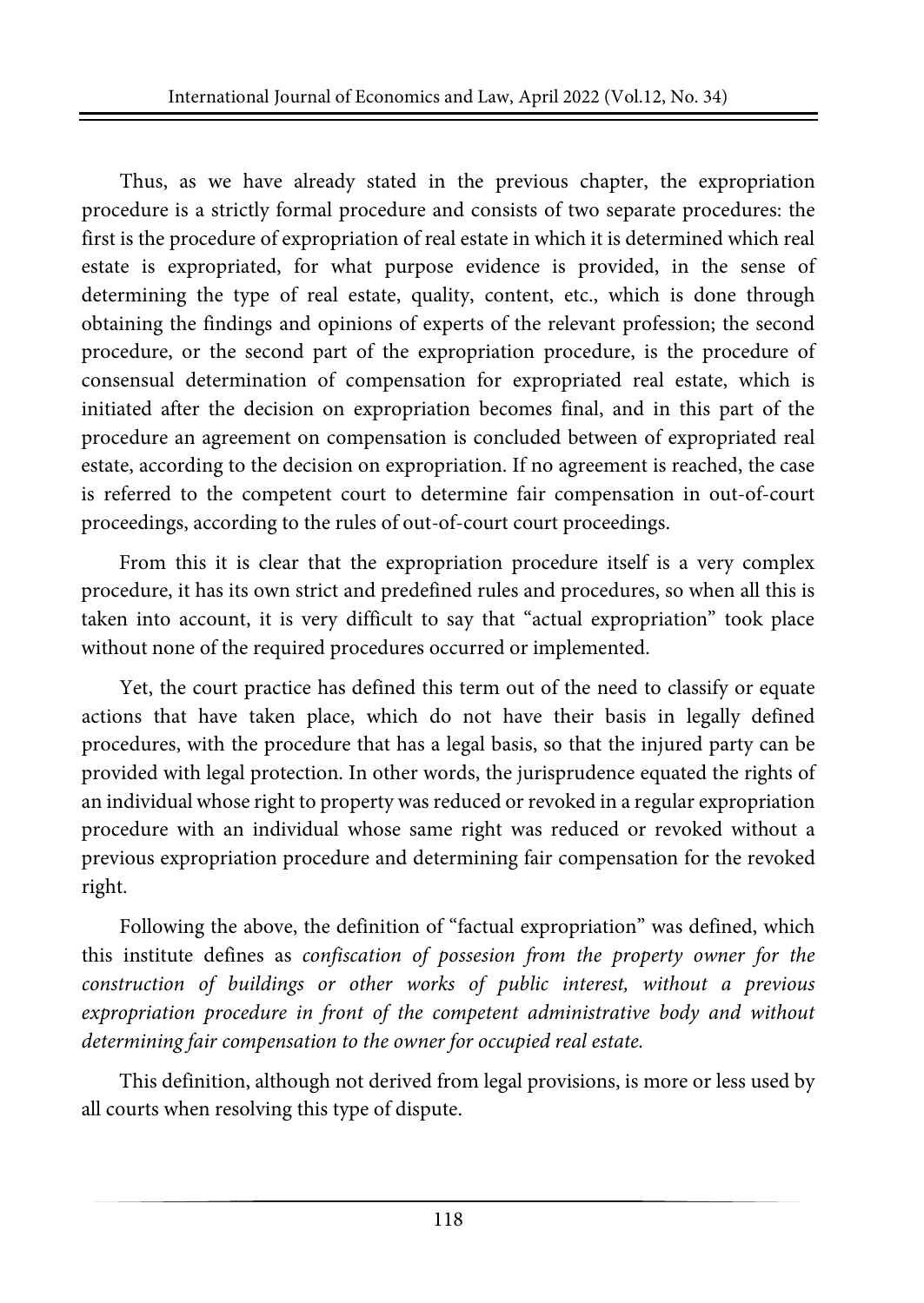Thus, as we have already stated in the previous chapter, the expropriation procedure is a strictly formal procedure and consists of two separate procedures: the first is the procedure of expropriation of real estate in which it is determined which real estate is expropriated, for what purpose evidence is provided, in the sense of determining the type of real estate, quality, content, etc., which is done through obtaining the findings and opinions of experts of the relevant profession; the second procedure, or the second part of the expropriation procedure, is the procedure of consensual determination of compensation for expropriated real estate, which is initiated after the decision on expropriation becomes final, and in this part of the procedure an agreement on compensation is concluded between of expropriated real estate, according to the decision on expropriation. If no agreement is reached, the case is referred to the competent court to determine fair compensation in out-of-court proceedings, according to the rules of out-of-court court proceedings.

From this it is clear that the expropriation procedure itself is a very complex procedure, it has its own strict and predefined rules and procedures, so when all this is taken into account, it is very difficult to say that "actual expropriation" took place without none of the required procedures occurred or implemented.

Yet, the court practice has defined this term out of the need to classify or equate actions that have taken place, which do not have their basis in legally defined procedures, with the procedure that has a legal basis, so that the injured party can be provided with legal protection. In other words, the jurisprudence equated the rights of an individual whose right to property was reduced or revoked in a regular expropriation procedure with an individual whose same right was reduced or revoked without a previous expropriation procedure and determining fair compensation for the revoked right.

Following the above, the definition of "factual expropriation" was defined, which this institute defines as *confiscation of possesion from the property owner for the construction of buildings or other works of public interest, without a previous expropriation procedure in front of the competent administrative body and without determining fair compensation to the owner for occupied real estate.*

This definition, although not derived from legal provisions, is more or less used by all courts when resolving this type of dispute.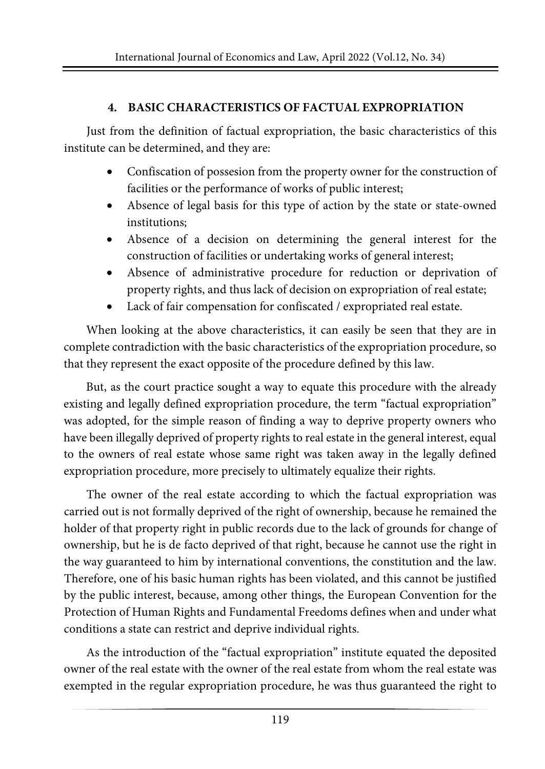## 4. BASIC CHARACTERISTICS OF FACTUAL EXPROPRIATION

Just from the definition of factual expropriation, the basic characteristics of this institute can be determined, and they are:

- Confiscation of possesion from the property owner for the construction of facilities or the performance of works of public interest;
- Absence of legal basis for this type of action by the state or state-owned institutions;
- Absence of a decision on determining the general interest for the construction of facilities or undertaking works of general interest;
- Absence of administrative procedure for reduction or deprivation of property rights, and thus lack of decision on expropriation of real estate;
- Lack of fair compensation for confiscated / expropriated real estate.

When looking at the above characteristics, it can easily be seen that they are in complete contradiction with the basic characteristics of the expropriation procedure, so that they represent the exact opposite of the procedure defined by this law.

But, as the court practice sought a way to equate this procedure with the already existing and legally defined expropriation procedure, the term "factual expropriation" was adopted, for the simple reason of finding a way to deprive property owners who have been illegally deprived of property rights to real estate in the general interest, equal to the owners of real estate whose same right was taken away in the legally defined expropriation procedure, more precisely to ultimately equalize their rights.

The owner of the real estate according to which the factual expropriation was carried out is not formally deprived of the right of ownership, because he remained the holder of that property right in public records due to the lack of grounds for change of ownership, but he is de facto deprived of that right, because he cannot use the right in the way guaranteed to him by international conventions, the constitution and the law. Therefore, one of his basic human rights has been violated, and this cannot be justified by the public interest, because, among other things, the European Convention for the Protection of Human Rights and Fundamental Freedoms defines when and under what conditions a state can restrict and deprive individual rights.

As the introduction of the "factual expropriation" institute equated the deposited owner of the real estate with the owner of the real estate from whom the real estate was exempted in the regular expropriation procedure, he was thus guaranteed the right to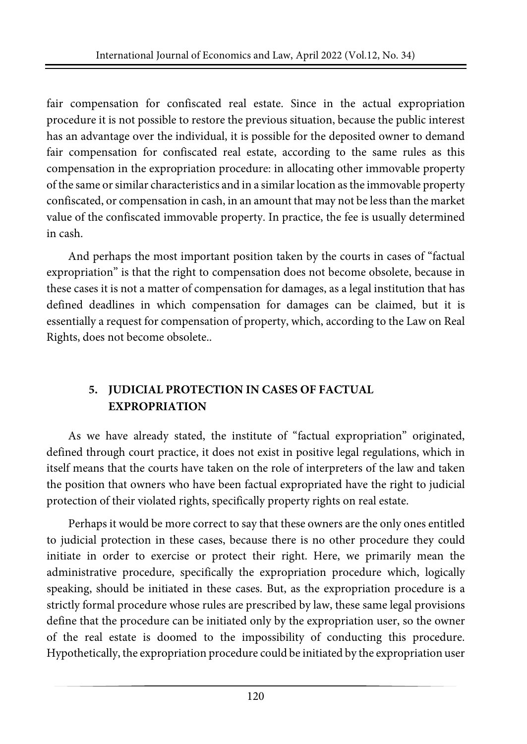fair compensation for confiscated real estate. Since in the actual expropriation procedure it is not possible to restore the previous situation, because the public interest has an advantage over the individual, it is possible for the deposited owner to demand fair compensation for confiscated real estate, according to the same rules as this compensation in the expropriation procedure: in allocating other immovable property of the same or similar characteristics and in a similar location as the immovable property confiscated, or compensation in cash, in an amount that may not be less than the market value of the confiscated immovable property. In practice, the fee is usually determined in cash.

And perhaps the most important position taken by the courts in cases of "factual expropriation" is that the right to compensation does not become obsolete, because in these cases it is not a matter of compensation for damages, as a legal institution that has defined deadlines in which compensation for damages can be claimed, but it is essentially a request for compensation of property, which, according to the Law on Real Rights, does not become obsolete..

## 5. JUDICIAL PROTECTION IN CASES OF FACTUAL EXPROPRIATION

As we have already stated, the institute of "factual expropriation" originated, defined through court practice, it does not exist in positive legal regulations, which in itself means that the courts have taken on the role of interpreters of the law and taken the position that owners who have been factual expropriated have the right to judicial protection of their violated rights, specifically property rights on real estate.

Perhaps it would be more correct to say that these owners are the only ones entitled to judicial protection in these cases, because there is no other procedure they could initiate in order to exercise or protect their right. Here, we primarily mean the administrative procedure, specifically the expropriation procedure which, logically speaking, should be initiated in these cases. But, as the expropriation procedure is a strictly formal procedure whose rules are prescribed by law, these same legal provisions define that the procedure can be initiated only by the expropriation user, so the owner of the real estate is doomed to the impossibility of conducting this procedure. Hypothetically, the expropriation procedure could be initiated by the expropriation user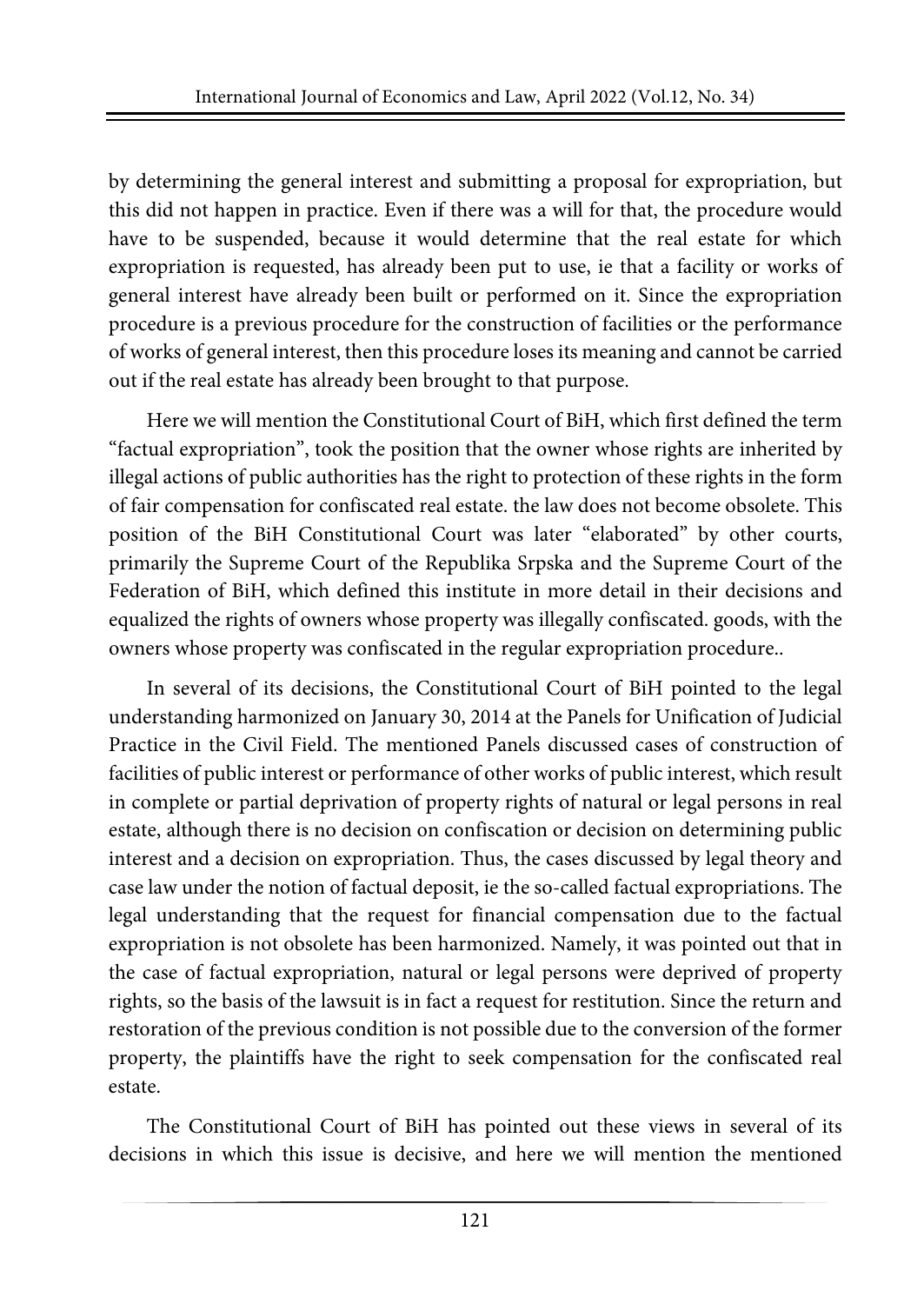by determining the general interest and submitting a proposal for expropriation, but this did not happen in practice. Even if there was a will for that, the procedure would have to be suspended, because it would determine that the real estate for which expropriation is requested, has already been put to use, ie that a facility or works of general interest have already been built or performed on it. Since the expropriation procedure is a previous procedure for the construction of facilities or the performance of works of general interest, then this procedure loses its meaning and cannot be carried out if the real estate has already been brought to that purpose.

Here we will mention the Constitutional Court of BiH, which first defined the term "factual expropriation", took the position that the owner whose rights are inherited by illegal actions of public authorities has the right to protection of these rights in the form of fair compensation for confiscated real estate. the law does not become obsolete. This position of the BiH Constitutional Court was later "elaborated" by other courts, primarily the Supreme Court of the Republika Srpska and the Supreme Court of the Federation of BiH, which defined this institute in more detail in their decisions and equalized the rights of owners whose property was illegally confiscated. goods, with the owners whose property was confiscated in the regular expropriation procedure..

In several of its decisions, the Constitutional Court of BiH pointed to the legal understanding harmonized on January 30, 2014 at the Panels for Unification of Judicial Practice in the Civil Field. The mentioned Panels discussed cases of construction of facilities of public interest or performance of other works of public interest, which result in complete or partial deprivation of property rights of natural or legal persons in real estate, although there is no decision on confiscation or decision on determining public interest and a decision on expropriation. Thus, the cases discussed by legal theory and case law under the notion of factual deposit, ie the so-called factual expropriations. The legal understanding that the request for financial compensation due to the factual expropriation is not obsolete has been harmonized. Namely, it was pointed out that in the case of factual expropriation, natural or legal persons were deprived of property rights, so the basis of the lawsuit is in fact a request for restitution. Since the return and restoration of the previous condition is not possible due to the conversion of the former property, the plaintiffs have the right to seek compensation for the confiscated real estate.

The Constitutional Court of BiH has pointed out these views in several of its decisions in which this issue is decisive, and here we will mention the mentioned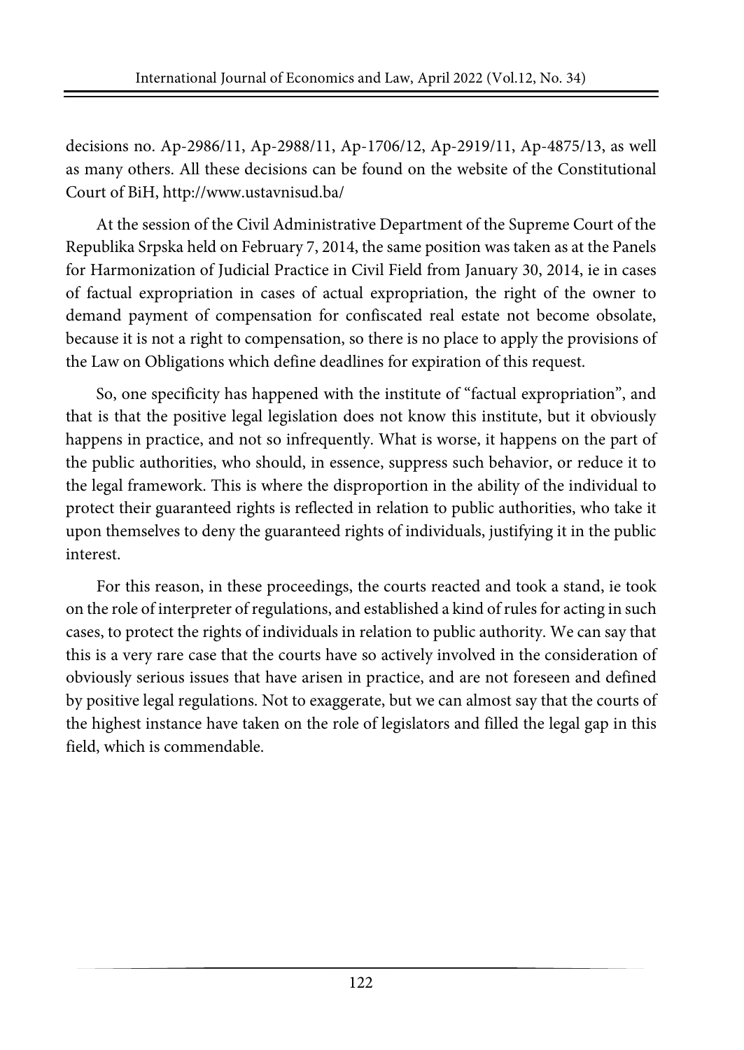decisions no. Ap-2986/11, Ap-2988/11, Ap-1706/12, Ap-2919/11, Ap-4875/13, as well as many others. All these decisions can be found on the website of the Constitutional Court of BiH, http://www.ustavnisud.ba/

At the session of the Civil Administrative Department of the Supreme Court of the Republika Srpska held on February 7, 2014, the same position was taken as at the Panels for Harmonization of Judicial Practice in Civil Field from January 30, 2014, ie in cases of factual expropriation in cases of actual expropriation, the right of the owner to demand payment of compensation for confiscated real estate not become obsolate, because it is not a right to compensation, so there is no place to apply the provisions of the Law on Obligations which define deadlines for expiration of this request.

So, one specificity has happened with the institute of "factual expropriation", and that is that the positive legal legislation does not know this institute, but it obviously happens in practice, and not so infrequently. What is worse, it happens on the part of the public authorities, who should, in essence, suppress such behavior, or reduce it to the legal framework. This is where the disproportion in the ability of the individual to protect their guaranteed rights is reflected in relation to public authorities, who take it upon themselves to deny the guaranteed rights of individuals, justifying it in the public interest.

For this reason, in these proceedings, the courts reacted and took a stand, ie took on the role of interpreter of regulations, and established a kind of rules for acting in such cases, to protect the rights of individuals in relation to public authority. We can say that this is a very rare case that the courts have so actively involved in the consideration of obviously serious issues that have arisen in practice, and are not foreseen and defined by positive legal regulations. Not to exaggerate, but we can almost say that the courts of the highest instance have taken on the role of legislators and filled the legal gap in this field, which is commendable.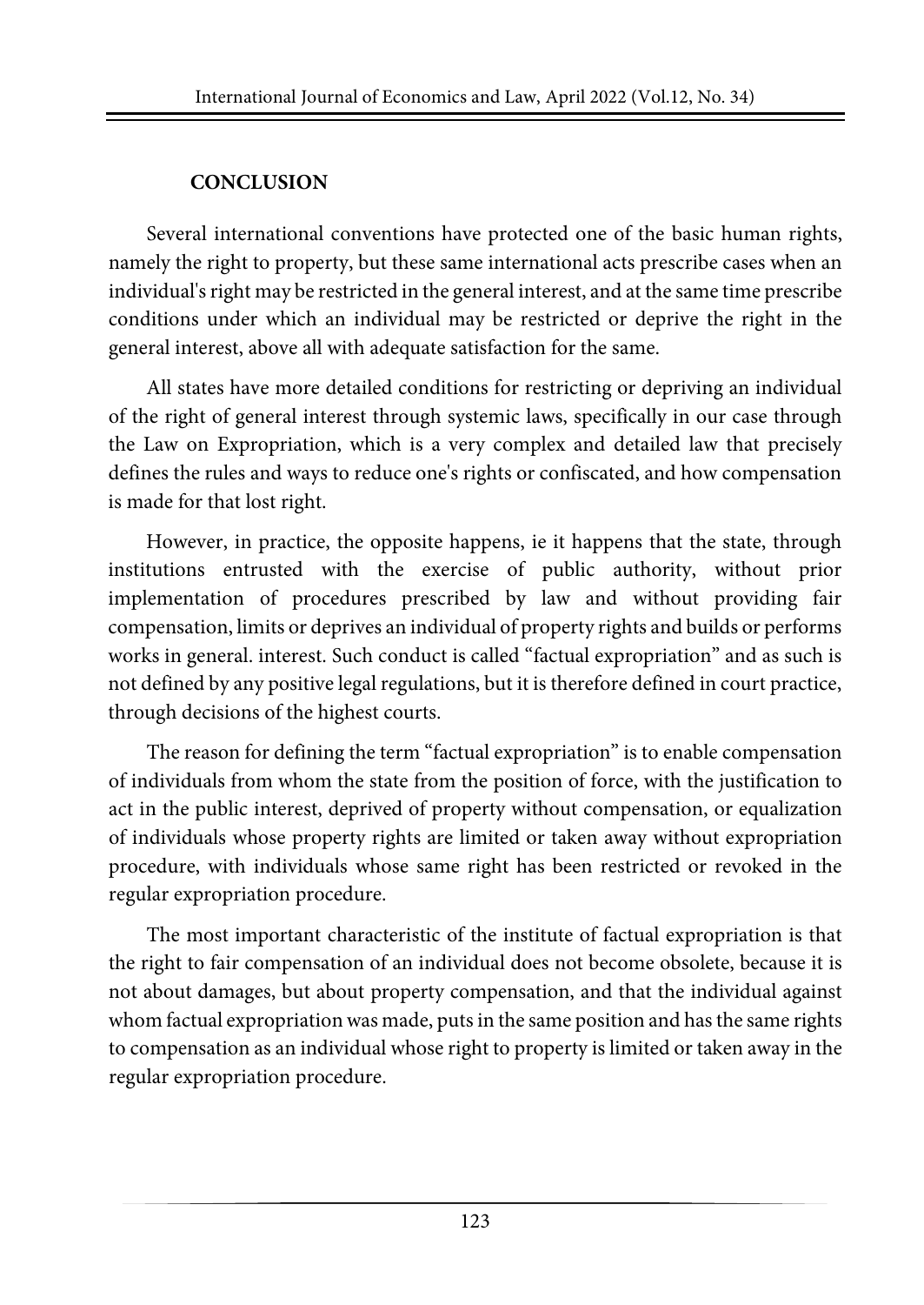## CONCLUSION

Several international conventions have protected one of the basic human rights, namely the right to property, but these same international acts prescribe cases when an individual's right may be restricted in the general interest, and at the same time prescribe conditions under which an individual may be restricted or deprive the right in the general interest, above all with adequate satisfaction for the same.

All states have more detailed conditions for restricting or depriving an individual of the right of general interest through systemic laws, specifically in our case through the Law on Expropriation, which is a very complex and detailed law that precisely defines the rules and ways to reduce one's rights or confiscated, and how compensation is made for that lost right.

However, in practice, the opposite happens, ie it happens that the state, through institutions entrusted with the exercise of public authority, without prior implementation of procedures prescribed by law and without providing fair compensation, limits or deprives an individual of property rights and builds or performs works in general. interest. Such conduct is called "factual expropriation" and as such is not defined by any positive legal regulations, but it is therefore defined in court practice, through decisions of the highest courts.

The reason for defining the term "factual expropriation" is to enable compensation of individuals from whom the state from the position of force, with the justification to act in the public interest, deprived of property without compensation, or equalization of individuals whose property rights are limited or taken away without expropriation procedure, with individuals whose same right has been restricted or revoked in the regular expropriation procedure.

The most important characteristic of the institute of factual expropriation is that the right to fair compensation of an individual does not become obsolete, because it is not about damages, but about property compensation, and that the individual against whom factual expropriation was made, puts in the same position and has the same rights to compensation as an individual whose right to property is limited or taken away in the regular expropriation procedure.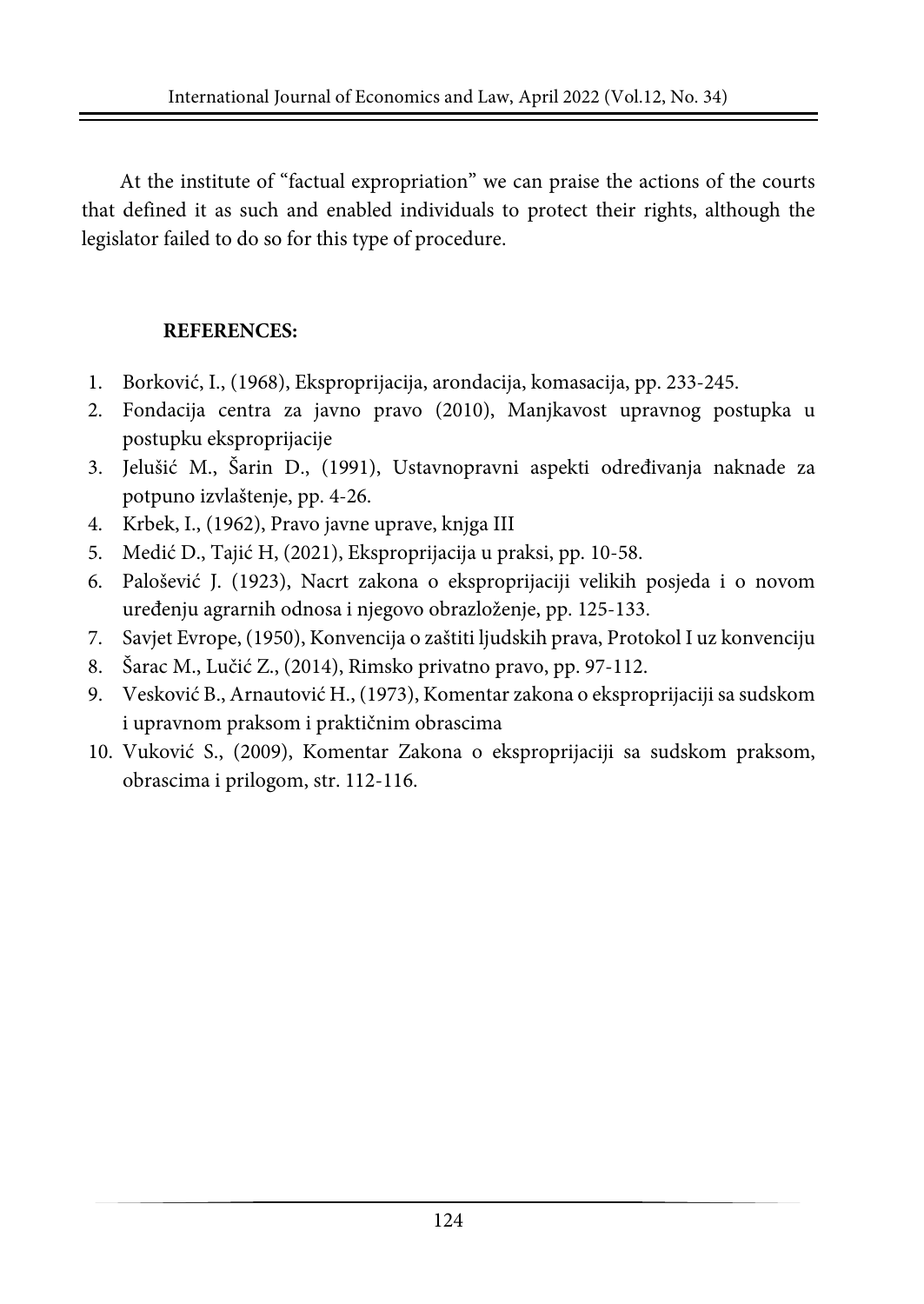At the institute of "factual expropriation" we can praise the actions of the courts that defined it as such and enabled individuals to protect their rights, although the legislator failed to do so for this type of procedure.

**REFERENCES:**

1. Borković, I., (1968), Eksproprijacija, arondacija, komasacija, pp. 233-245.
2. Fondacija centra za javno pravo (2010), Manjkavost upravnog postupka u postupku eksproprijacije
3. Jelušić M., Šarin D., (1991), Ustavnopravni aspekti određivanja naknade za potpuno izvlaštenje, pp. 4-26.
4. Krbek, I., (1962), Pravo javne uprave, knjga III
5. Medić D., Tajić H, (2021), Eksproprijacija u praksi, pp. 10-58.
6. Palošević J. (1923), Nacrt zakona o eksproprijaciji velikih posjeda i o novom uređenju agrarnih odnosa i njegovo obrazloženje, pp. 125-133.
7. Savjet Evrope, (1950), Konvencija o zaštiti ljudskih prava, Protokol I uz konvenciju
8. Šarac M., Lučić Z., (2014), Rimsko privatno pravo, pp. 97-112.
9. Vesković B., Arnautović H., (1973), Komentar zakona o eksproprijaciji sa sudskom i upravnom praksom i praktičnim obrascima
10. Vuković S., (2009), Komentar Zakona o eksproprijaciji sa sudskom praksom, obrascima i prilogom, str. 112-116.